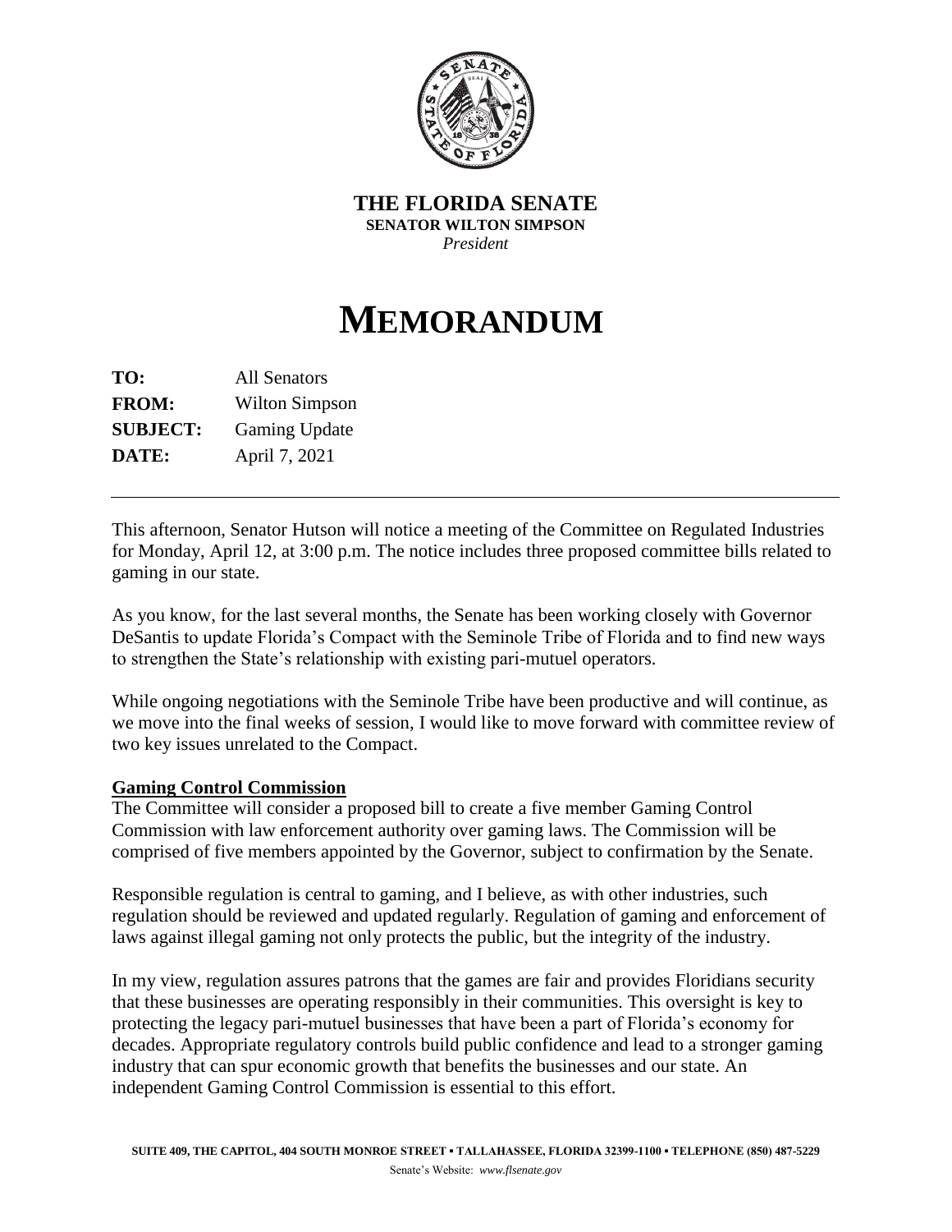**THE FLORIDA SENATE**
**SENATOR WILTON SIMPSON**
*President*

# MEMORANDUM

**TO:** All Senators
**FROM:** Wilton Simpson
**SUBJECT:** Gaming Update
**DATE:** April 7, 2021

---

This afternoon, Senator Hutson will notice a meeting of the Committee on Regulated Industries for Monday, April 12, at 3:00 p.m. The notice includes three proposed committee bills related to gaming in our state.

As you know, for the last several months, the Senate has been working closely with Governor DeSantis to update Florida's Compact with the Seminole Tribe of Florida and to find new ways to strengthen the State's relationship with existing pari-mutuel operators.

While ongoing negotiations with the Seminole Tribe have been productive and will continue, as we move into the final weeks of session, I would like to move forward with committee review of two key issues unrelated to the Compact.

**Gaming Control Commission**

The Committee will consider a proposed bill to create a five member Gaming Control Commission with law enforcement authority over gaming laws. The Commission will be comprised of five members appointed by the Governor, subject to confirmation by the Senate.

Responsible regulation is central to gaming, and I believe, as with other industries, such regulation should be reviewed and updated regularly. Regulation of gaming and enforcement of laws against illegal gaming not only protects the public, but the integrity of the industry.

In my view, regulation assures patrons that the games are fair and provides Floridians security that these businesses are operating responsibly in their communities. This oversight is key to protecting the legacy pari-mutuel businesses that have been a part of Florida's economy for decades. Appropriate regulatory controls build public confidence and lead to a stronger gaming industry that can spur economic growth that benefits the businesses and our state. An independent Gaming Control Commission is essential to this effort.

SUITE 409, THE CAPITOL, 404 SOUTH MONROE STREET ▪ TALLAHASSEE, FLORIDA 32399-1100 ▪ TELEPHONE (850) 487-5229
Senate's Website: *www.flsenate.gov*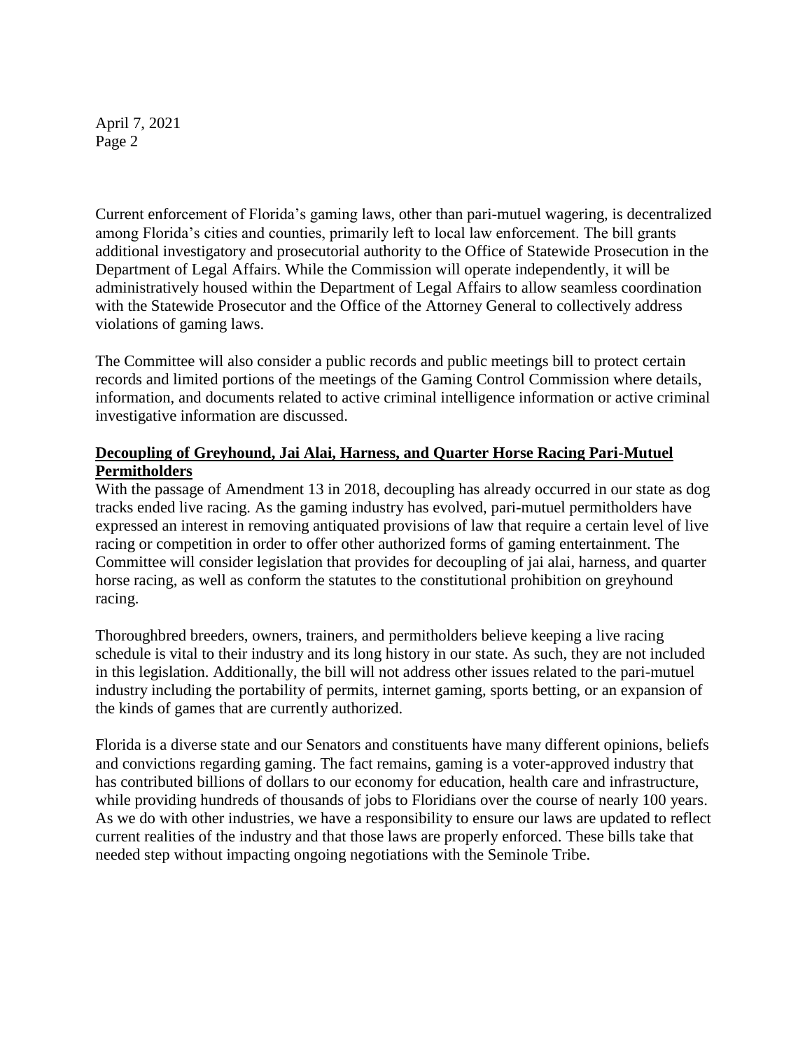Current enforcement of Florida's gaming laws, other than pari-mutuel wagering, is decentralized among Florida's cities and counties, primarily left to local law enforcement. The bill grants additional investigatory and prosecutorial authority to the Office of Statewide Prosecution in the Department of Legal Affairs. While the Commission will operate independently, it will be administratively housed within the Department of Legal Affairs to allow seamless coordination with the Statewide Prosecutor and the Office of the Attorney General to collectively address violations of gaming laws.

The Committee will also consider a public records and public meetings bill to protect certain records and limited portions of the meetings of the Gaming Control Commission where details, information, and documents related to active criminal intelligence information or active criminal investigative information are discussed.

**Decoupling of Greyhound, Jai Alai, Harness, and Quarter Horse Racing Pari-Mutuel Permitholders**

With the passage of Amendment 13 in 2018, decoupling has already occurred in our state as dog tracks ended live racing. As the gaming industry has evolved, pari-mutuel permitholders have expressed an interest in removing antiquated provisions of law that require a certain level of live racing or competition in order to offer other authorized forms of gaming entertainment. The Committee will consider legislation that provides for decoupling of jai alai, harness, and quarter horse racing, as well as conform the statutes to the constitutional prohibition on greyhound racing.

Thoroughbred breeders, owners, trainers, and permitholders believe keeping a live racing schedule is vital to their industry and its long history in our state. As such, they are not included in this legislation. Additionally, the bill will not address other issues related to the pari-mutuel industry including the portability of permits, internet gaming, sports betting, or an expansion of the kinds of games that are currently authorized.

Florida is a diverse state and our Senators and constituents have many different opinions, beliefs and convictions regarding gaming. The fact remains, gaming is a voter-approved industry that has contributed billions of dollars to our economy for education, health care and infrastructure, while providing hundreds of thousands of jobs to Floridians over the course of nearly 100 years. As we do with other industries, we have a responsibility to ensure our laws are updated to reflect current realities of the industry and that those laws are properly enforced. These bills take that needed step without impacting ongoing negotiations with the Seminole Tribe.